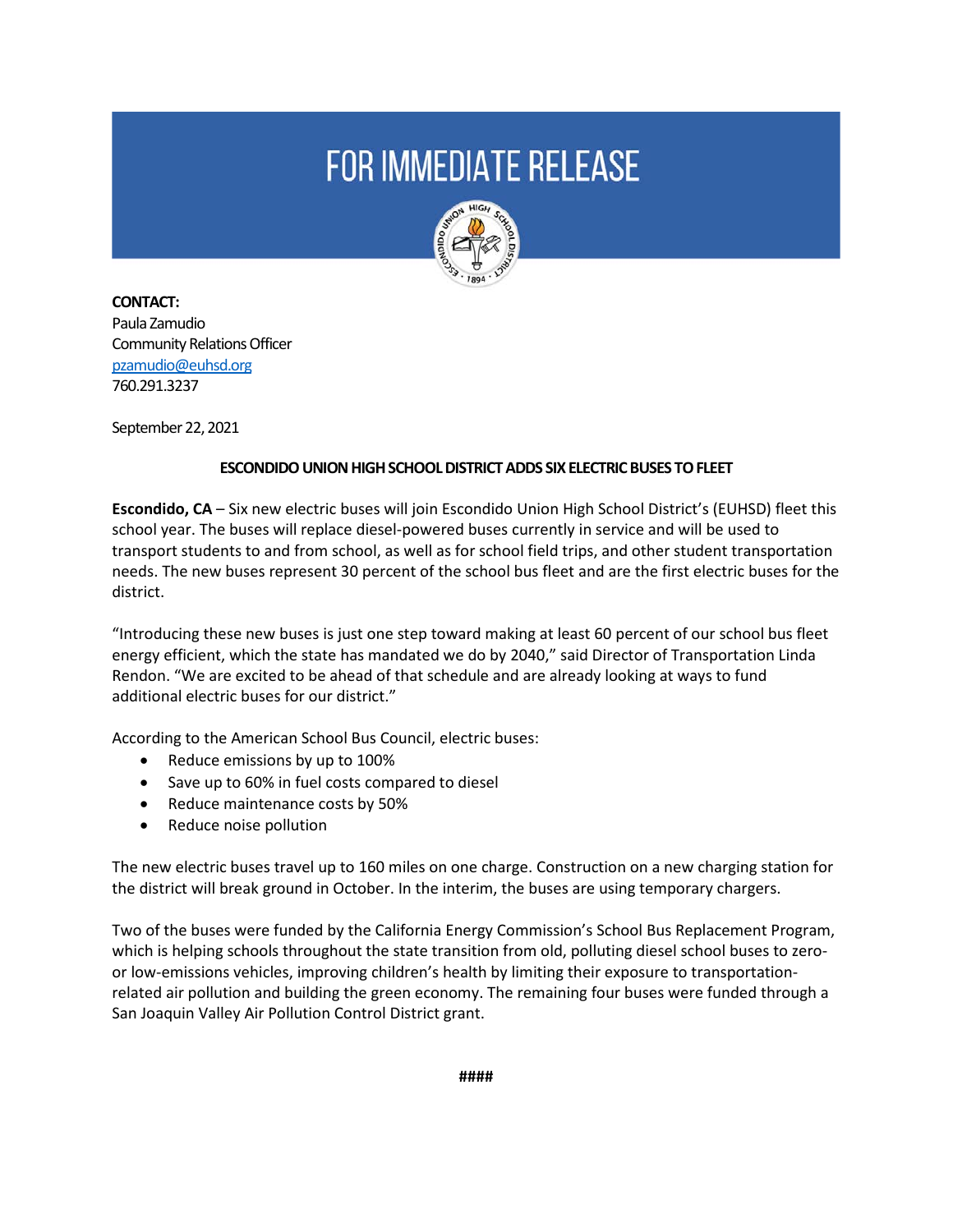# FOR IMMEDIATE RELEASE

**CONTACT:**
Paula Zamudio
Community Relations Officer
pzamudio@euhsd.org
760.291.3237

September 22, 2021

**ESCONDIDO UNION HIGH SCHOOL DISTRICT ADDS SIX ELECTRIC BUSES TO FLEET**

**Escondido, CA** – Six new electric buses will join Escondido Union High School District's (EUHSD) fleet this school year. The buses will replace diesel-powered buses currently in service and will be used to transport students to and from school, as well as for school field trips, and other student transportation needs. The new buses represent 30 percent of the school bus fleet and are the first electric buses for the district.

"Introducing these new buses is just one step toward making at least 60 percent of our school bus fleet energy efficient, which the state has mandated we do by 2040," said Director of Transportation Linda Rendon. "We are excited to be ahead of that schedule and are already looking at ways to fund additional electric buses for our district."

According to the American School Bus Council, electric buses:

- Reduce emissions by up to 100%
- Save up to 60% in fuel costs compared to diesel
- Reduce maintenance costs by 50%
- Reduce noise pollution

The new electric buses travel up to 160 miles on one charge. Construction on a new charging station for the district will break ground in October. In the interim, the buses are using temporary chargers.

Two of the buses were funded by the California Energy Commission's School Bus Replacement Program, which is helping schools throughout the state transition from old, polluting diesel school buses to zero- or low-emissions vehicles, improving children's health by limiting their exposure to transportation-related air pollution and building the green economy. The remaining four buses were funded through a San Joaquin Valley Air Pollution Control District grant.

####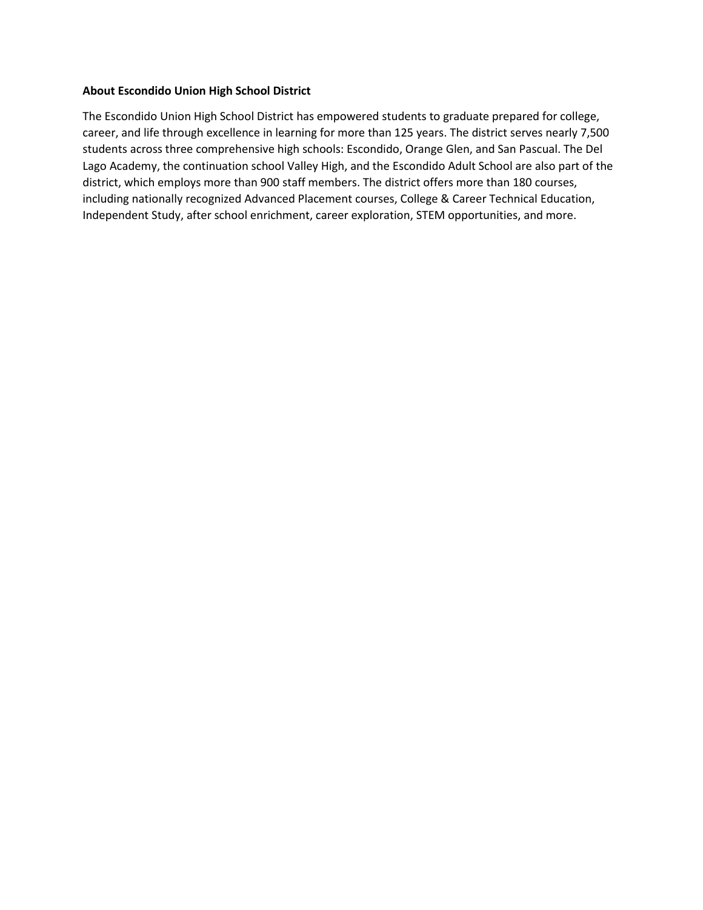**About Escondido Union High School District**

The Escondido Union High School District has empowered students to graduate prepared for college, career, and life through excellence in learning for more than 125 years. The district serves nearly 7,500 students across three comprehensive high schools: Escondido, Orange Glen, and San Pascual. The Del Lago Academy, the continuation school Valley High, and the Escondido Adult School are also part of the district, which employs more than 900 staff members. The district offers more than 180 courses, including nationally recognized Advanced Placement courses, College & Career Technical Education, Independent Study, after school enrichment, career exploration, STEM opportunities, and more.